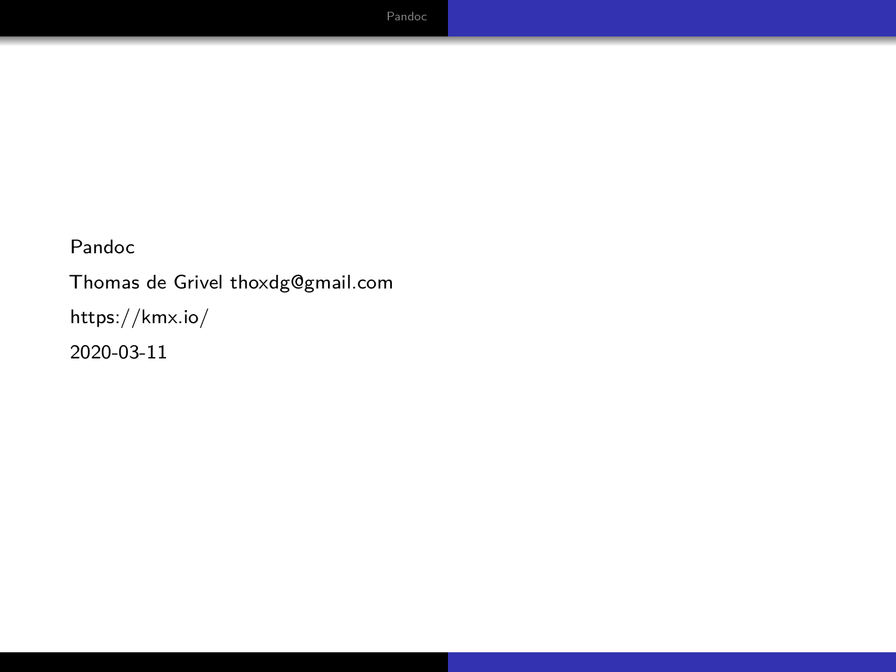Pandoc

Thomas de Grivel thoxdg@gmail.com

https://kmx.io/

2020-03-11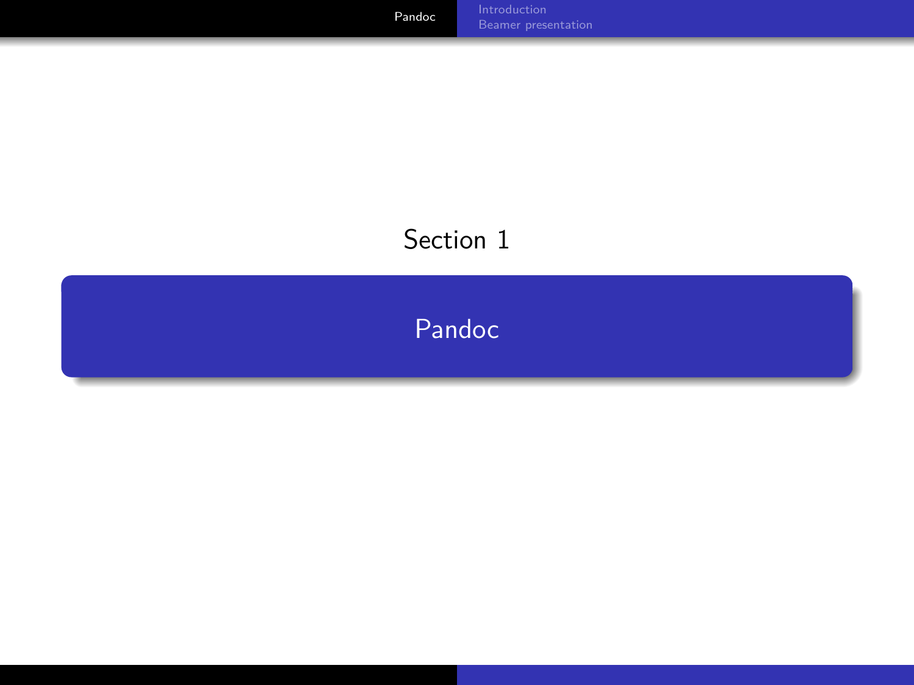Section 1

# Pandoc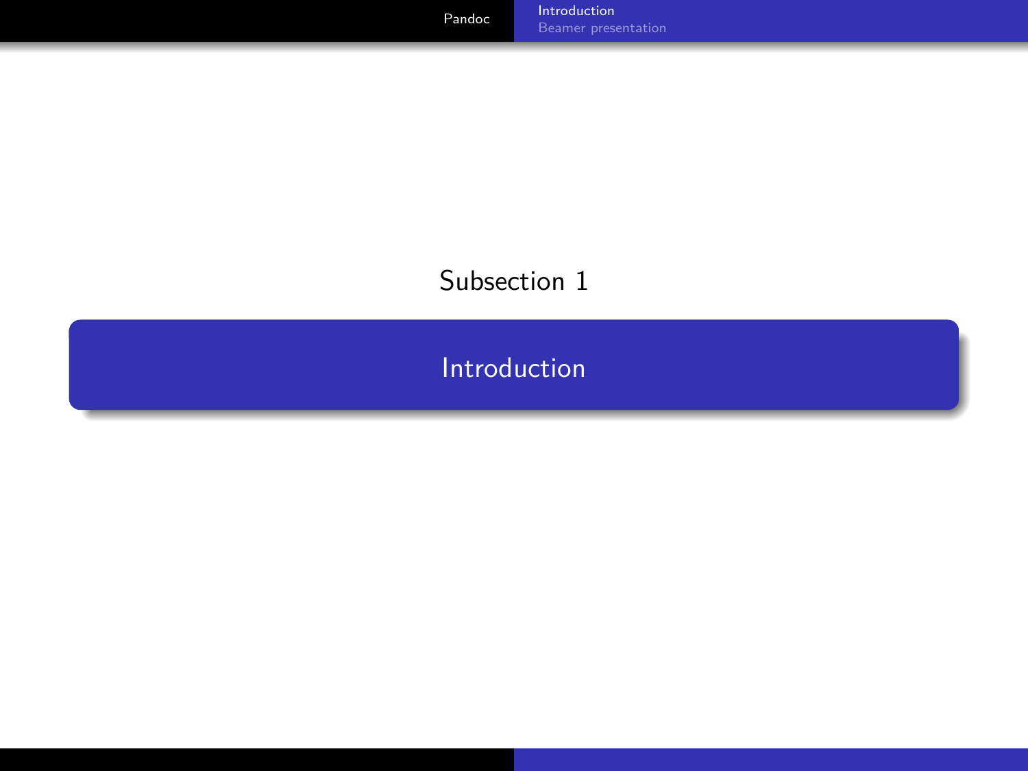Subsection 1

# Introduction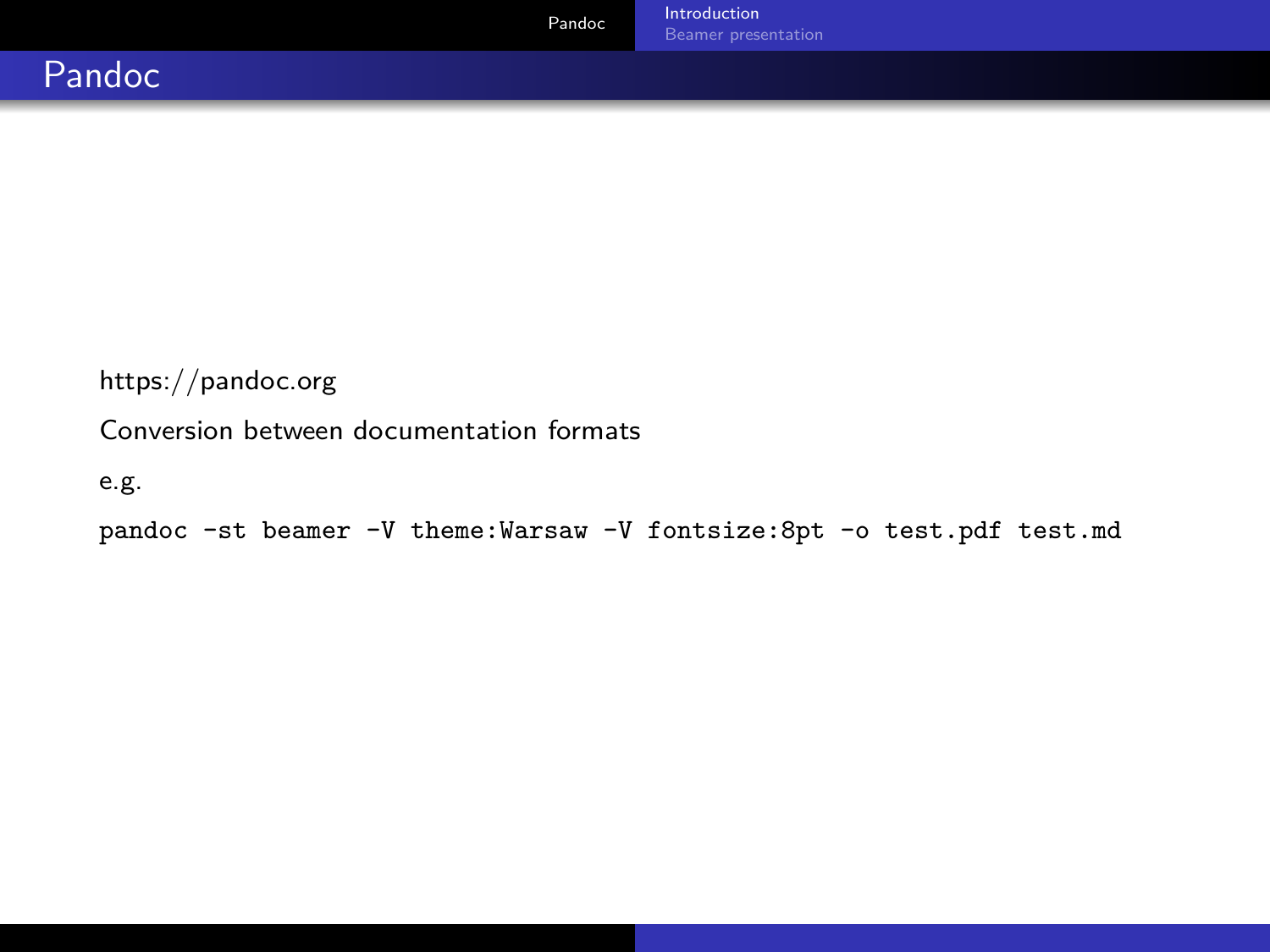# Pandoc

https://pandoc.org

Conversion between documentation formats

e.g.

```
pandoc -st beamer -V theme:Warsaw -V fontsize:8pt -o test.pdf test.md
```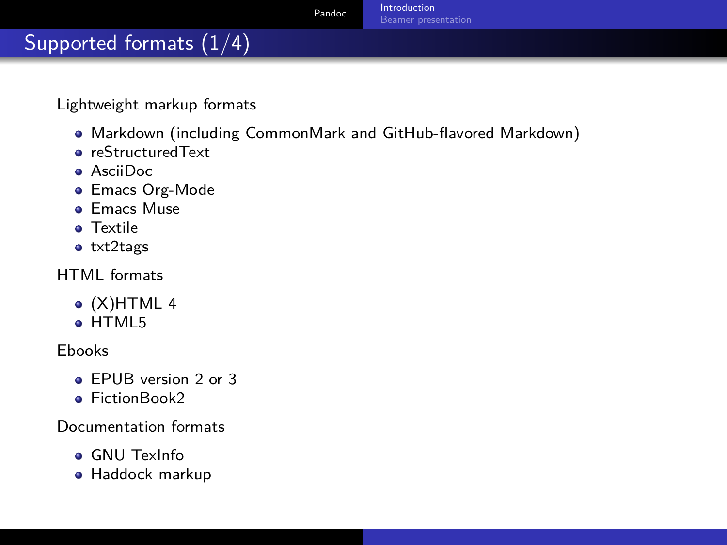## Supported formats (1/4)

Lightweight markup formats

- Markdown (including CommonMark and GitHub-flavored Markdown)
- reStructuredText
- AsciiDoc
- Emacs Org-Mode
- Emacs Muse
- Textile
- txt2tags

HTML formats

- (X)HTML 4
- HTML5

Ebooks

- EPUB version 2 or 3
- FictionBook2

Documentation formats

- GNU TexInfo
- Haddock markup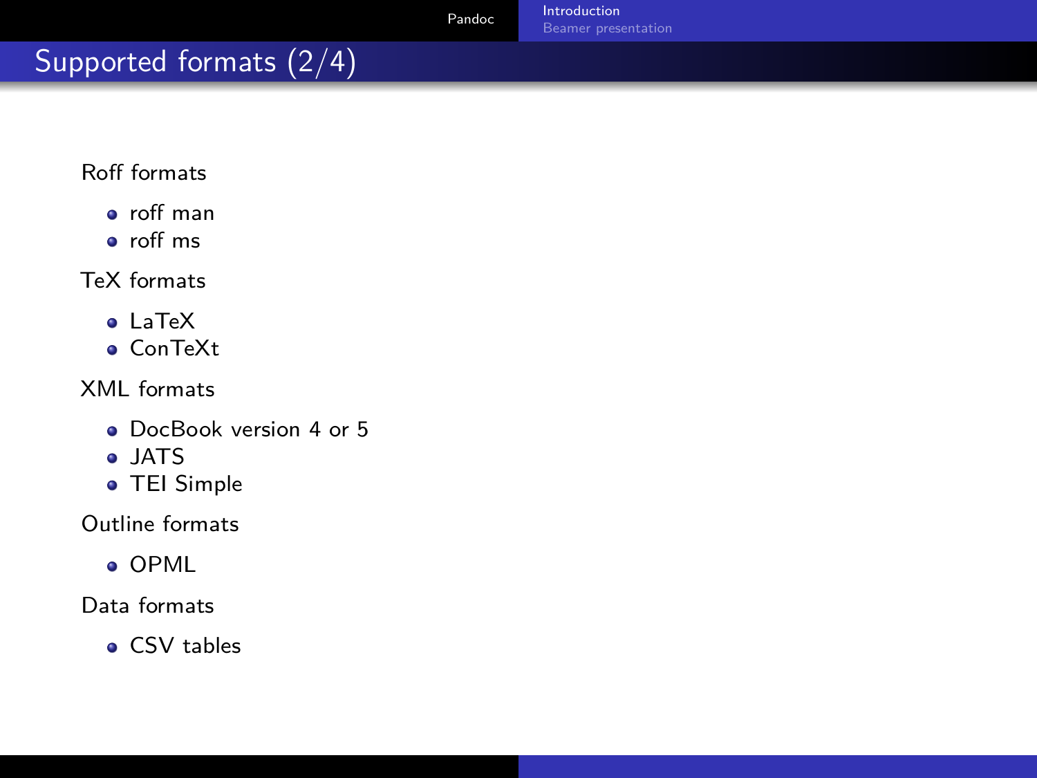## Supported formats (2/4)

Roff formats

- roff man
- roff ms

TeX formats

- LaTeX
- ConTeXt

XML formats

- DocBook version 4 or 5
- JATS
- TEI Simple

Outline formats

- OPML

Data formats

- CSV tables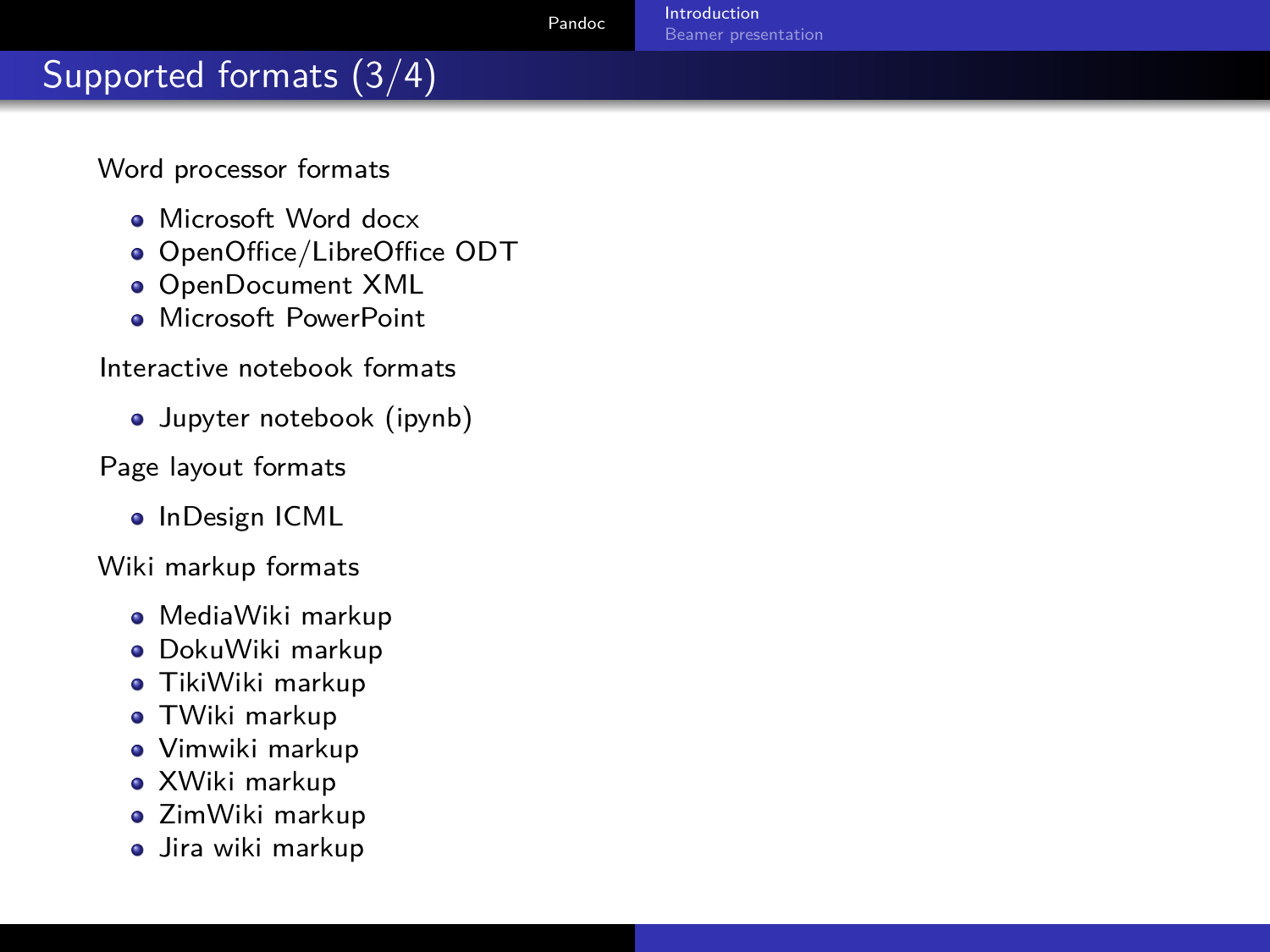## Supported formats (3/4)

Word processor formats

- Microsoft Word docx
- OpenOffice/LibreOffice ODT
- OpenDocument XML
- Microsoft PowerPoint

Interactive notebook formats

- Jupyter notebook (ipynb)

Page layout formats

- InDesign ICML

Wiki markup formats

- MediaWiki markup
- DokuWiki markup
- TikiWiki markup
- TWiki markup
- Vimwiki markup
- XWiki markup
- ZimWiki markup
- Jira wiki markup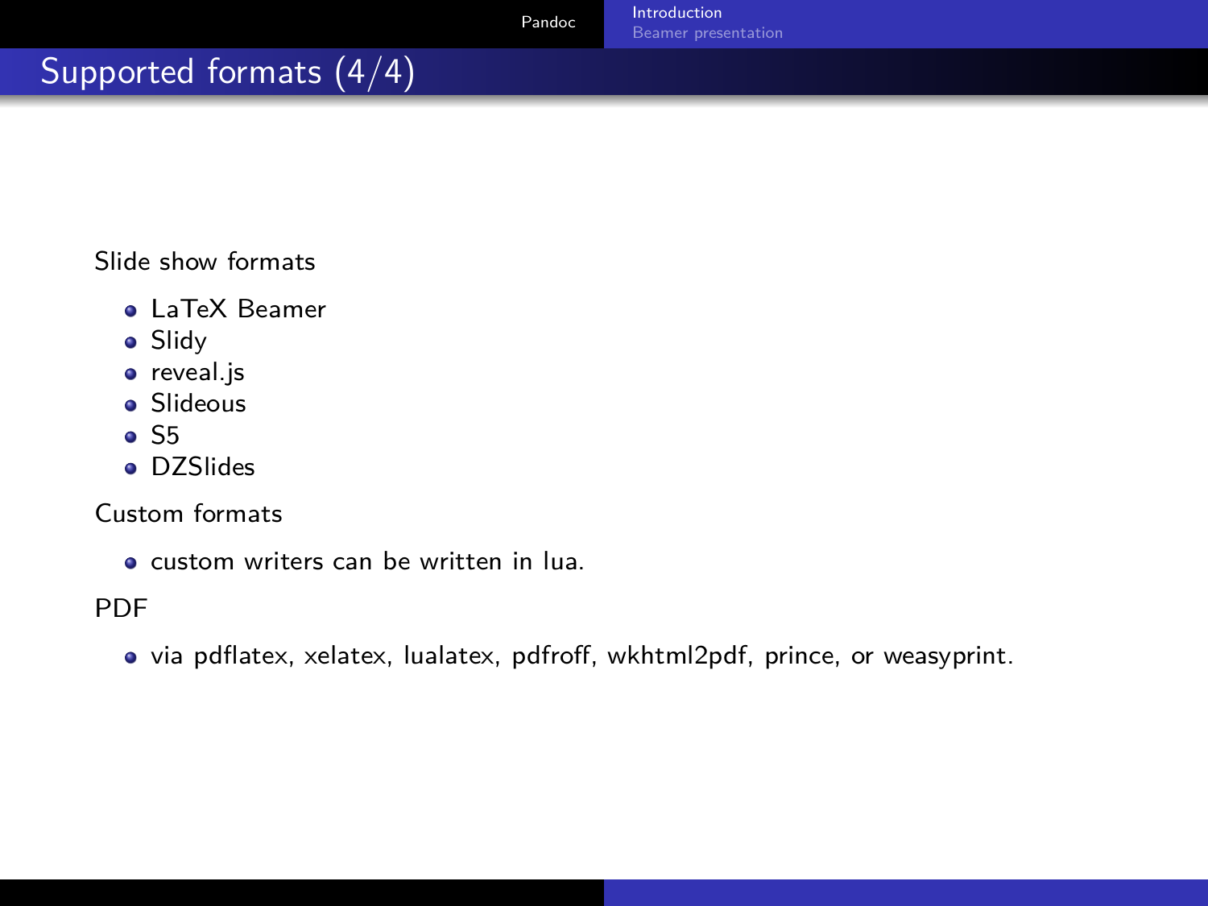# Supported formats (4/4)

Slide show formats

- LaTeX Beamer
- Slidy
- reveal.js
- Slideous
- S5
- DZSlides

Custom formats

- custom writers can be written in lua.

PDF

- via pdflatex, xelatex, lualatex, pdfroff, wkhtml2pdf, prince, or weasyprint.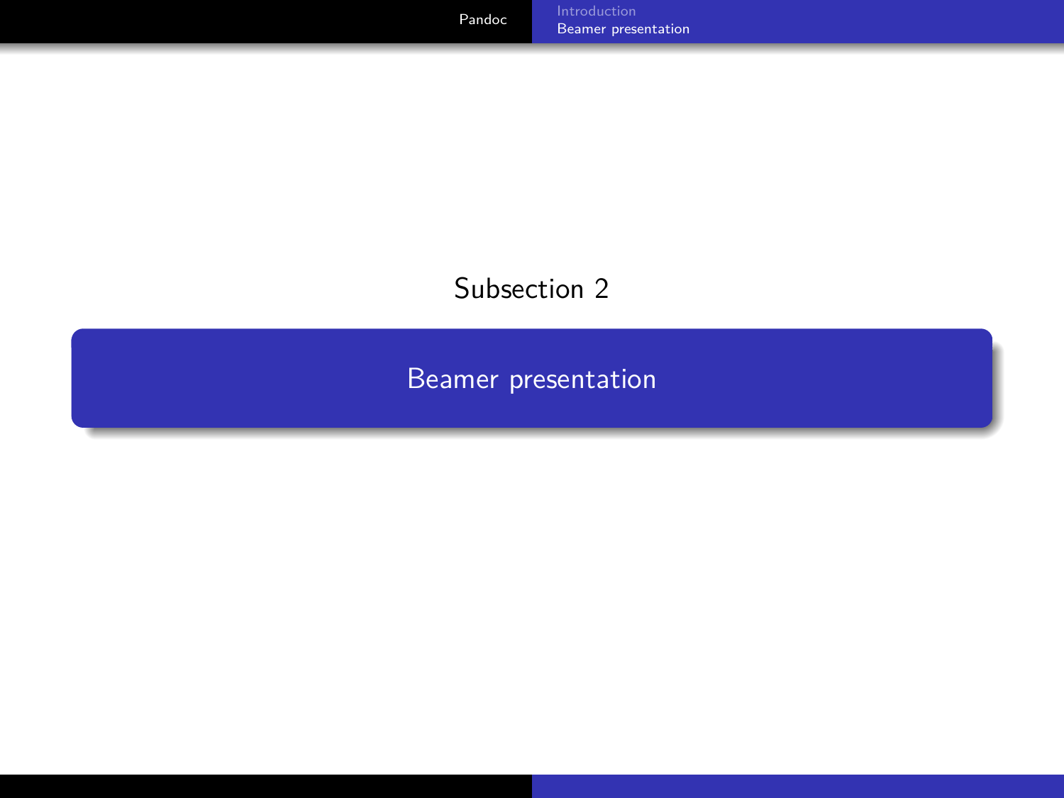Subsection 2

## Beamer presentation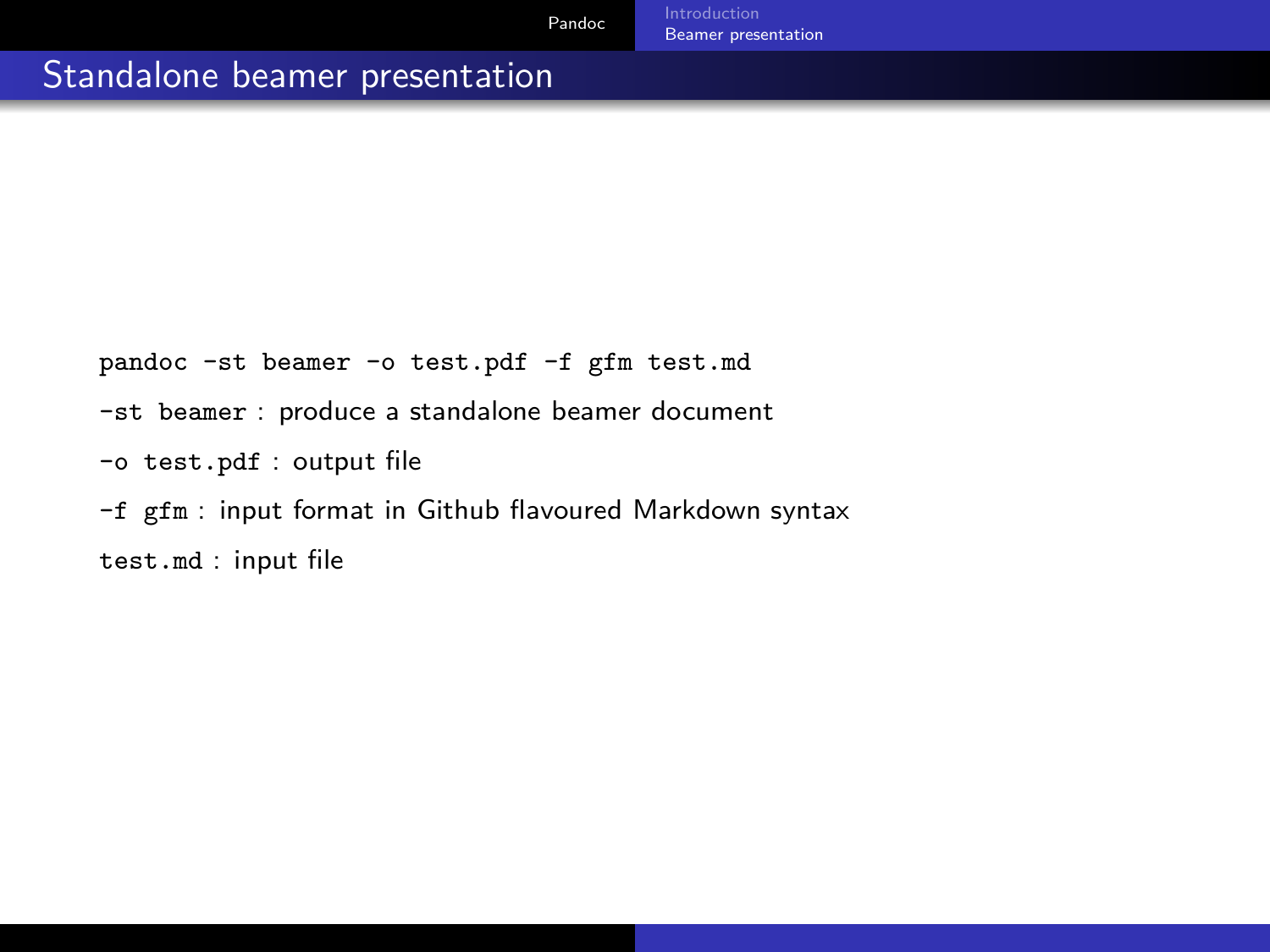# Standalone beamer presentation

`pandoc -st beamer -o test.pdf -f gfm test.md`

`-st beamer` : produce a standalone beamer document

`-o test.pdf` : output file

`-f gfm` : input format in Github flavoured Markdown syntax

`test.md` : input file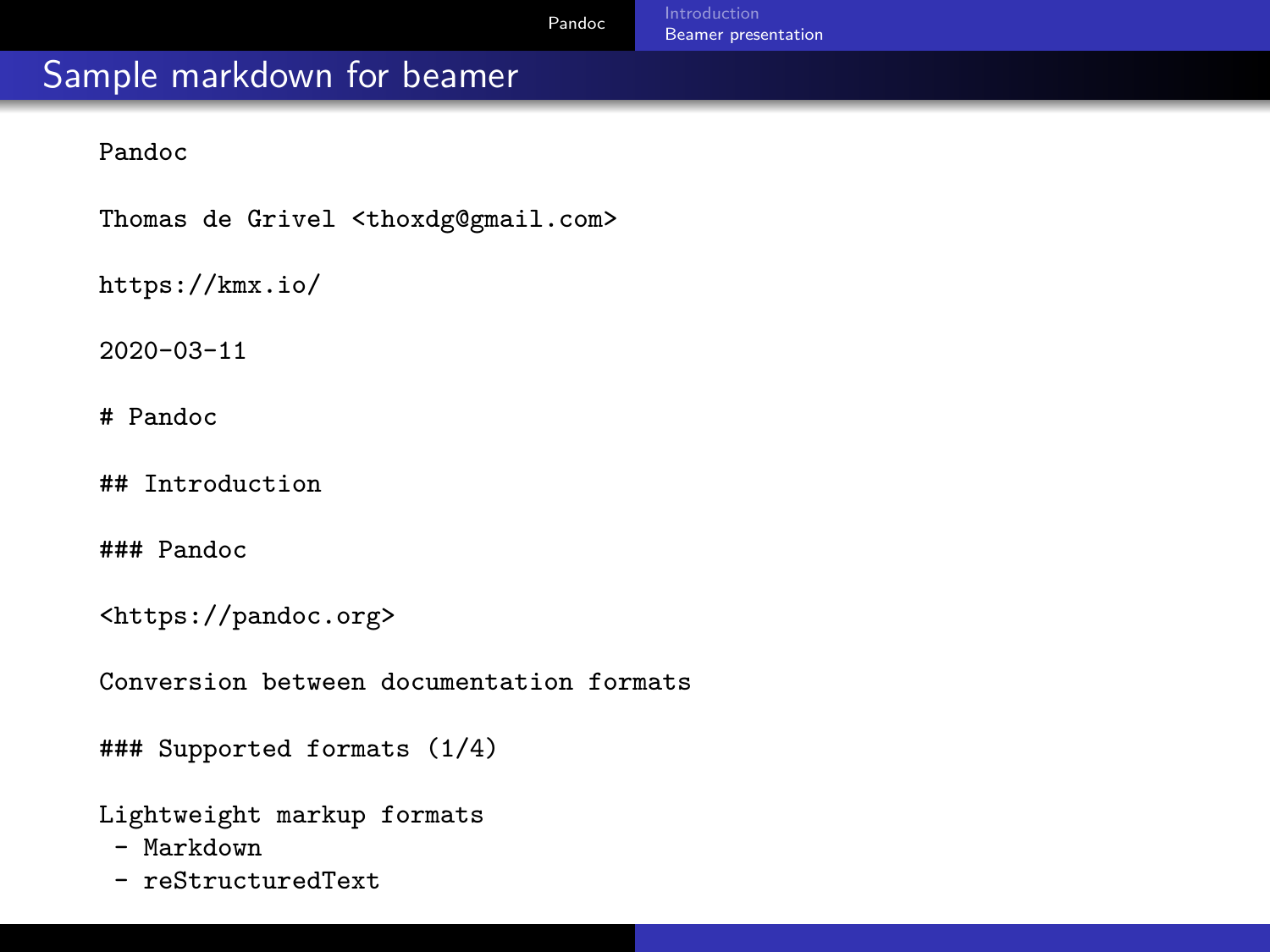## Sample markdown for beamer

```
Pandoc

Thomas de Grivel <thoxdg@gmail.com>

https://kmx.io/

2020-03-11

# Pandoc

## Introduction

### Pandoc

<https://pandoc.org>

Conversion between documentation formats

### Supported formats (1/4)

Lightweight markup formats
 - Markdown
 - reStructuredText
```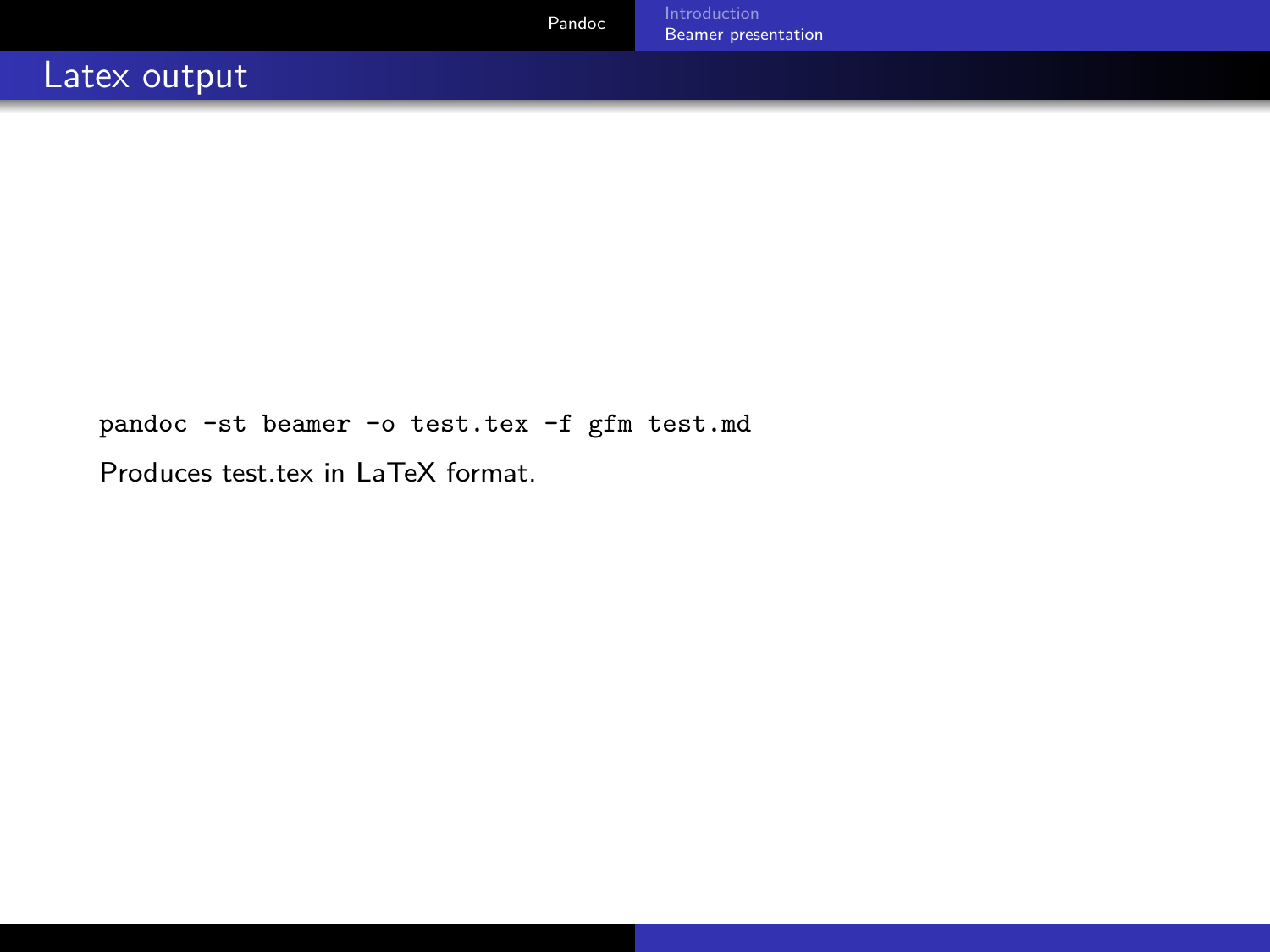## Latex output

```
pandoc -st beamer -o test.tex -f gfm test.md
```

Produces test.tex in LaTeX format.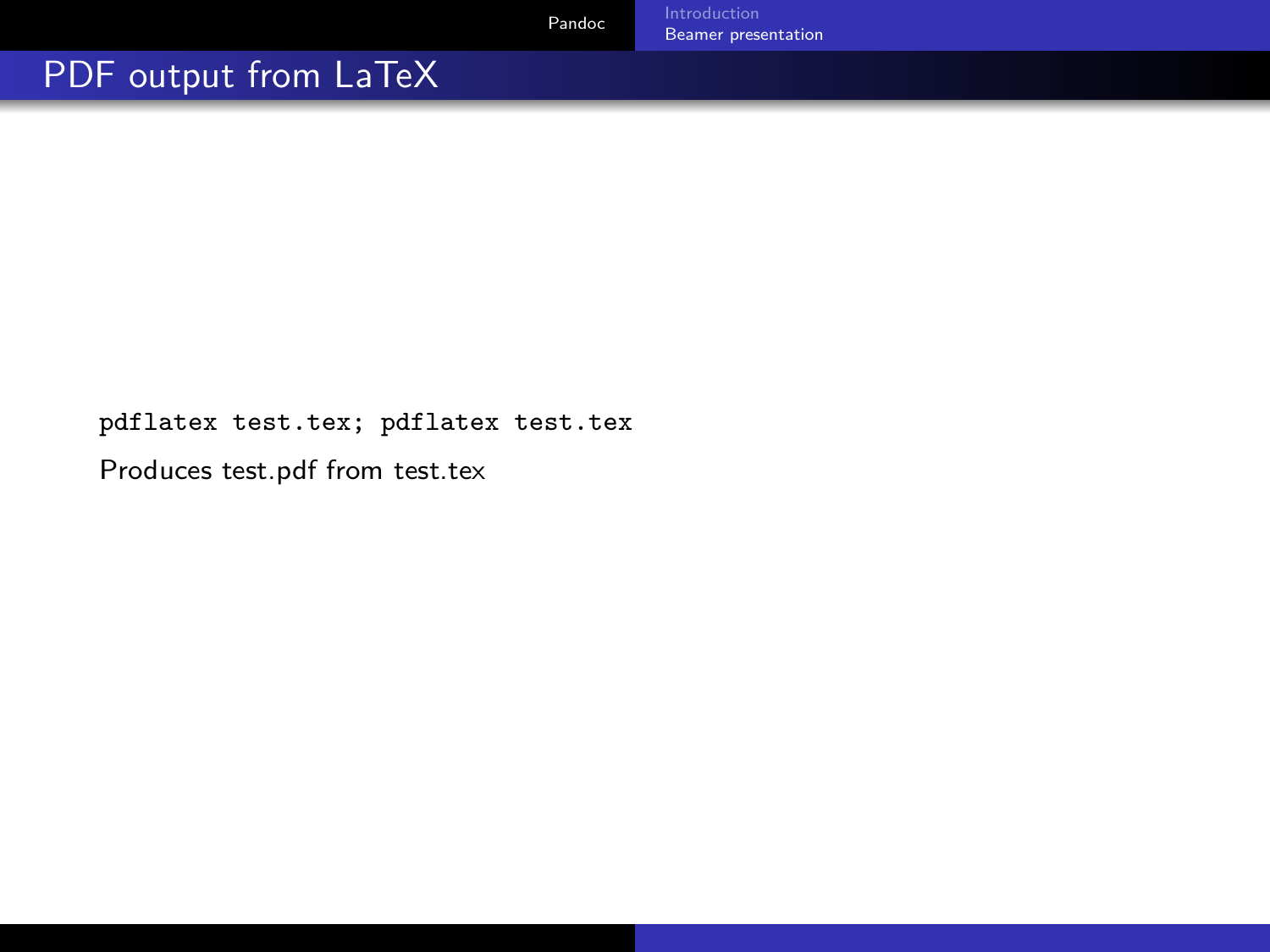# PDF output from LaTeX

```
pdflatex test.tex; pdflatex test.tex
```

Produces test.pdf from test.tex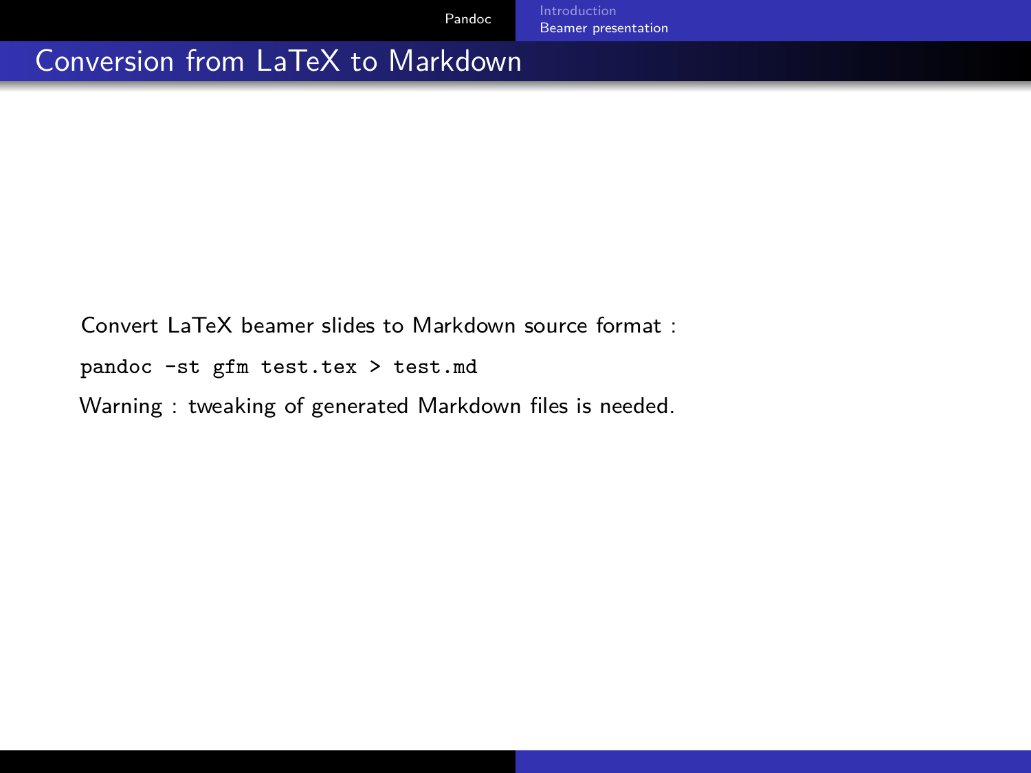## Conversion from LaTeX to Markdown

Convert LaTeX beamer slides to Markdown source format :

```
pandoc -st gfm test.tex > test.md
```

Warning : tweaking of generated Markdown files is needed.